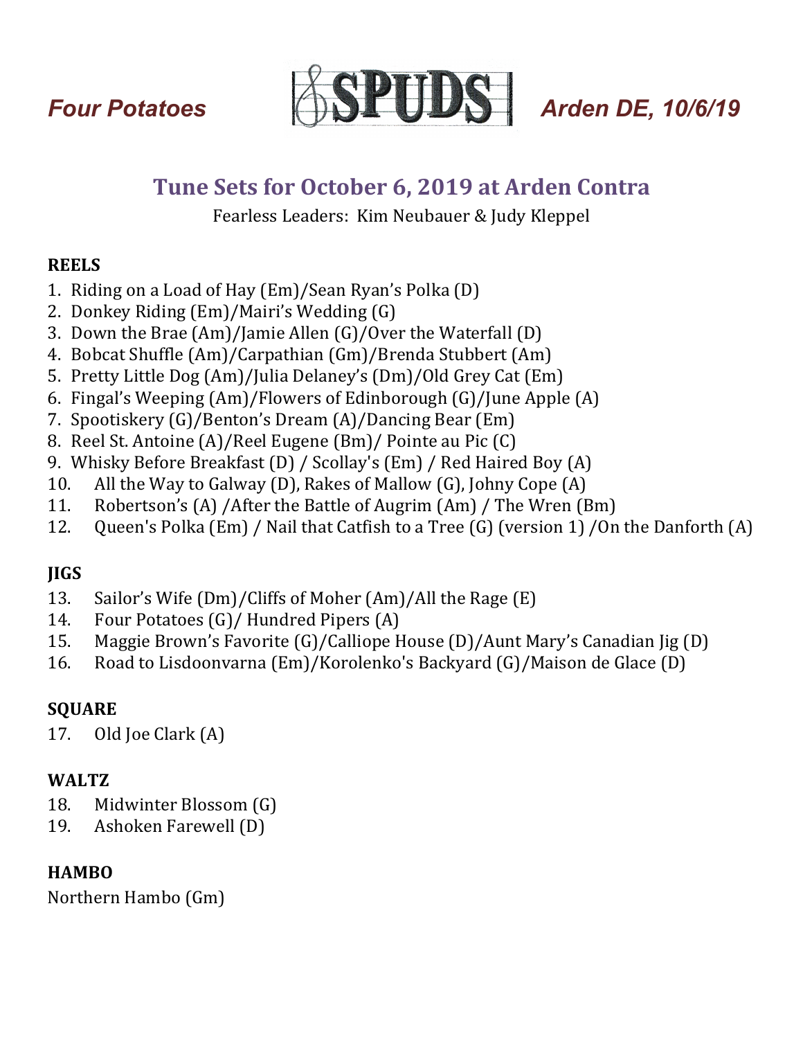*Four Potatoes* SPUDS *Arden DE, 10/6/19*

## Tune Sets for October 6, 2019 at Arden Contra

Fearless Leaders: Kim Neubauer & Judy Kleppel

**REELS**

1. Riding on a Load of Hay (Em)/Sean Ryan's Polka (D)
2. Donkey Riding (Em)/Mairi's Wedding (G)
3. Down the Brae (Am)/Jamie Allen (G)/Over the Waterfall (D)
4. Bobcat Shuffle (Am)/Carpathian (Gm)/Brenda Stubbert (Am)
5. Pretty Little Dog (Am)/Julia Delaney's (Dm)/Old Grey Cat (Em)
6. Fingal's Weeping (Am)/Flowers of Edinborough (G)/June Apple (A)
7. Spootiskery (G)/Benton's Dream (A)/Dancing Bear (Em)
8. Reel St. Antoine (A)/Reel Eugene (Bm)/ Pointe au Pic (C)
9. Whisky Before Breakfast (D) / Scollay's (Em) / Red Haired Boy (A)
10. All the Way to Galway (D), Rakes of Mallow (G), Johny Cope (A)
11. Robertson's (A) /After the Battle of Augrim (Am) / The Wren (Bm)
12. Queen's Polka (Em) / Nail that Catfish to a Tree (G) (version 1) /On the Danforth (A)

**JIGS**

13. Sailor's Wife (Dm)/Cliffs of Moher (Am)/All the Rage (E)
14. Four Potatoes (G)/ Hundred Pipers (A)
15. Maggie Brown's Favorite (G)/Calliope House (D)/Aunt Mary's Canadian Jig (D)
16. Road to Lisdoonvarna (Em)/Korolenko's Backyard (G)/Maison de Glace (D)

**SQUARE**

17. Old Joe Clark (A)

**WALTZ**

18. Midwinter Blossom (G)
19. Ashoken Farewell (D)

**HAMBO**

Northern Hambo (Gm)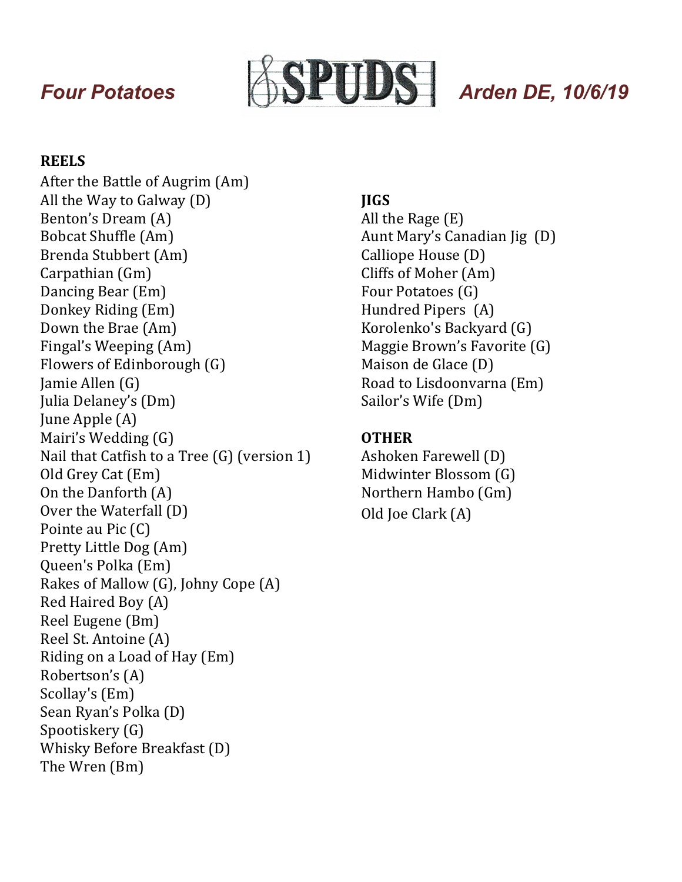*Four Potatoes* SPUDS *Arden DE, 10/6/19*

**REELS**

After the Battle of Augrim (Am)
All the Way to Galway (D)
Benton's Dream (A)
Bobcat Shuffle (Am)
Brenda Stubbert (Am)
Carpathian (Gm)
Dancing Bear (Em)
Donkey Riding (Em)
Down the Brae (Am)
Fingal's Weeping (Am)
Flowers of Edinborough (G)
Jamie Allen (G)
Julia Delaney's (Dm)
June Apple (A)
Mairi's Wedding (G)
Nail that Catfish to a Tree (G) (version 1)
Old Grey Cat (Em)
On the Danforth (A)
Over the Waterfall (D)
Pointe au Pic (C)
Pretty Little Dog (Am)
Queen's Polka (Em)
Rakes of Mallow (G), Johny Cope (A)
Red Haired Boy (A)
Reel Eugene (Bm)
Reel St. Antoine (A)
Riding on a Load of Hay (Em)
Robertson's (A)
Scollay's (Em)
Sean Ryan's Polka (D)
Spootiskery (G)
Whisky Before Breakfast (D)
The Wren (Bm)

**JIGS**

All the Rage (E)
Aunt Mary's Canadian Jig (D)
Calliope House (D)
Cliffs of Moher (Am)
Four Potatoes (G)
Hundred Pipers (A)
Korolenko's Backyard (G)
Maggie Brown's Favorite (G)
Maison de Glace (D)
Road to Lisdoonvarna (Em)
Sailor's Wife (Dm)

**OTHER**

Ashoken Farewell (D)
Midwinter Blossom (G)
Northern Hambo (Gm)
Old Joe Clark (A)